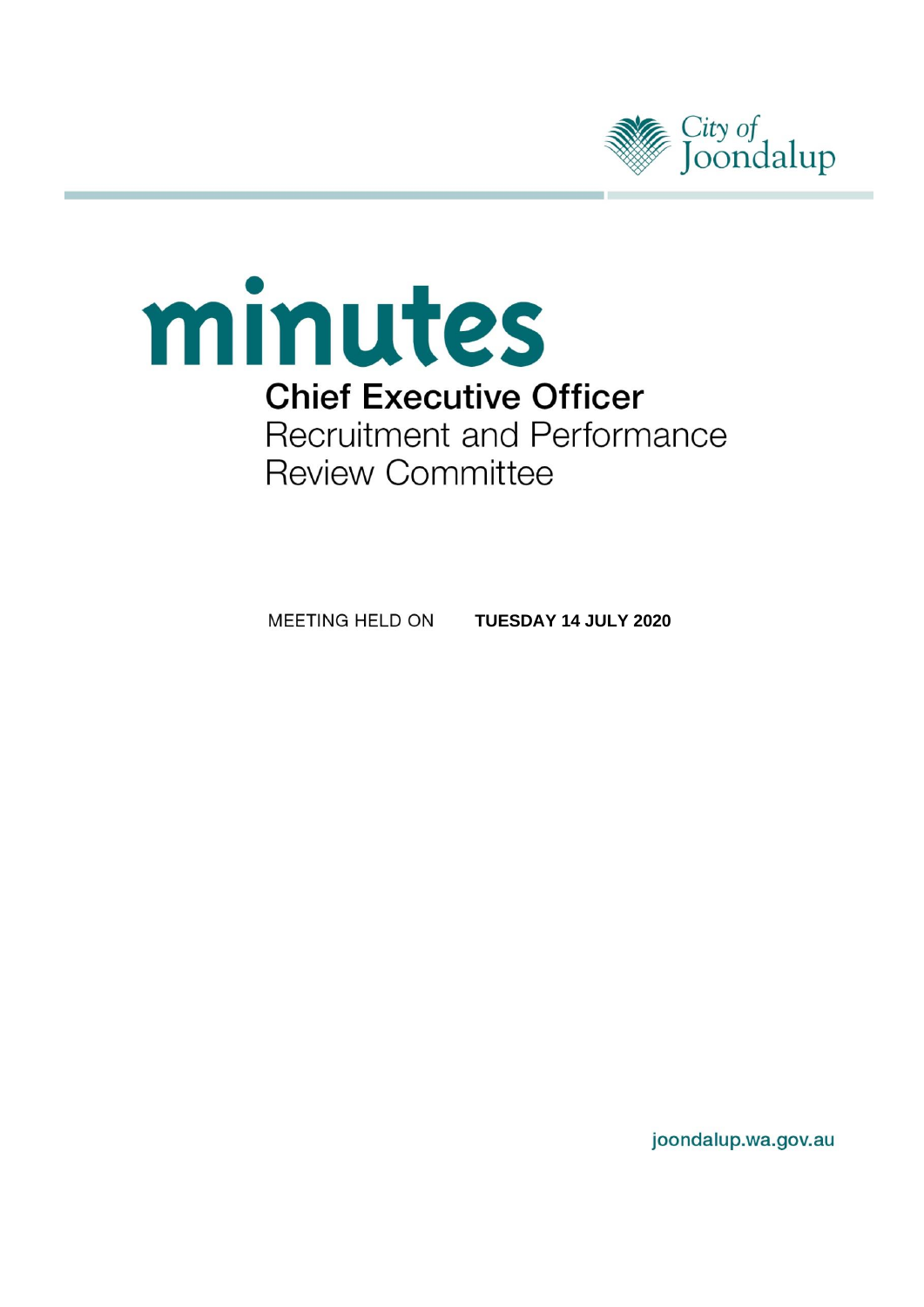City of Joondalup

# minutes

## Chief Executive Officer

Recruitment and Performance Review Committee

MEETING HELD ON **TUESDAY 14 JULY 2020**

joondalup.wa.gov.au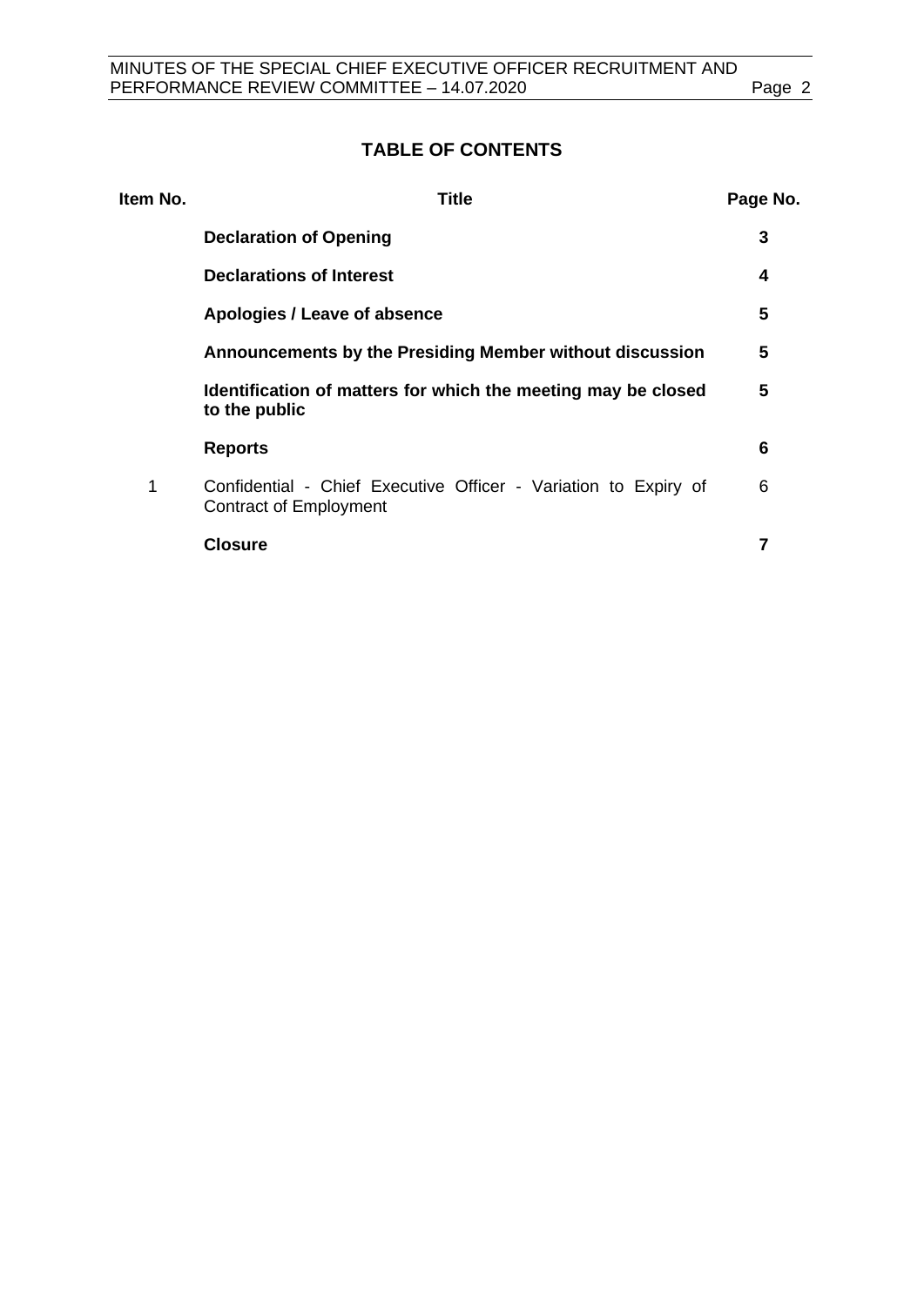## TABLE OF CONTENTS

| Item No. | Title | Page No. |
|---|---|---|
| | **Declaration of Opening** | **3** |
| | **Declarations of Interest** | **4** |
| | **Apologies / Leave of absence** | **5** |
| | **Announcements by the Presiding Member without discussion** | **5** |
| | **Identification of matters for which the meeting may be closed to the public** | **5** |
| | **Reports** | **6** |
| 1 | Confidential - Chief Executive Officer - Variation to Expiry of Contract of Employment | 6 |
| | **Closure** | **7** |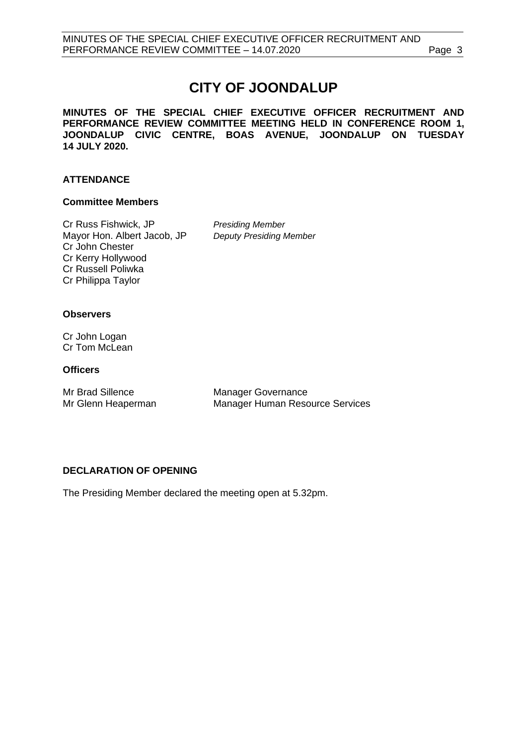# CITY OF JOONDALUP

**MINUTES OF THE SPECIAL CHIEF EXECUTIVE OFFICER RECRUITMENT AND PERFORMANCE REVIEW COMMITTEE MEETING HELD IN CONFERENCE ROOM 1, JOONDALUP CIVIC CENTRE, BOAS AVENUE, JOONDALUP ON TUESDAY 14 JULY 2020.**

## ATTENDANCE

### Committee Members

Cr Russ Fishwick, JP — *Presiding Member*
Mayor Hon. Albert Jacob, JP — *Deputy Presiding Member*
Cr John Chester
Cr Kerry Hollywood
Cr Russell Poliwka
Cr Philippa Taylor

### Observers

Cr John Logan
Cr Tom McLean

### Officers

| | |
|---|---|
| Mr Brad Sillence | Manager Governance |
| Mr Glenn Heaperman | Manager Human Resource Services |

## DECLARATION OF OPENING

The Presiding Member declared the meeting open at 5.32pm.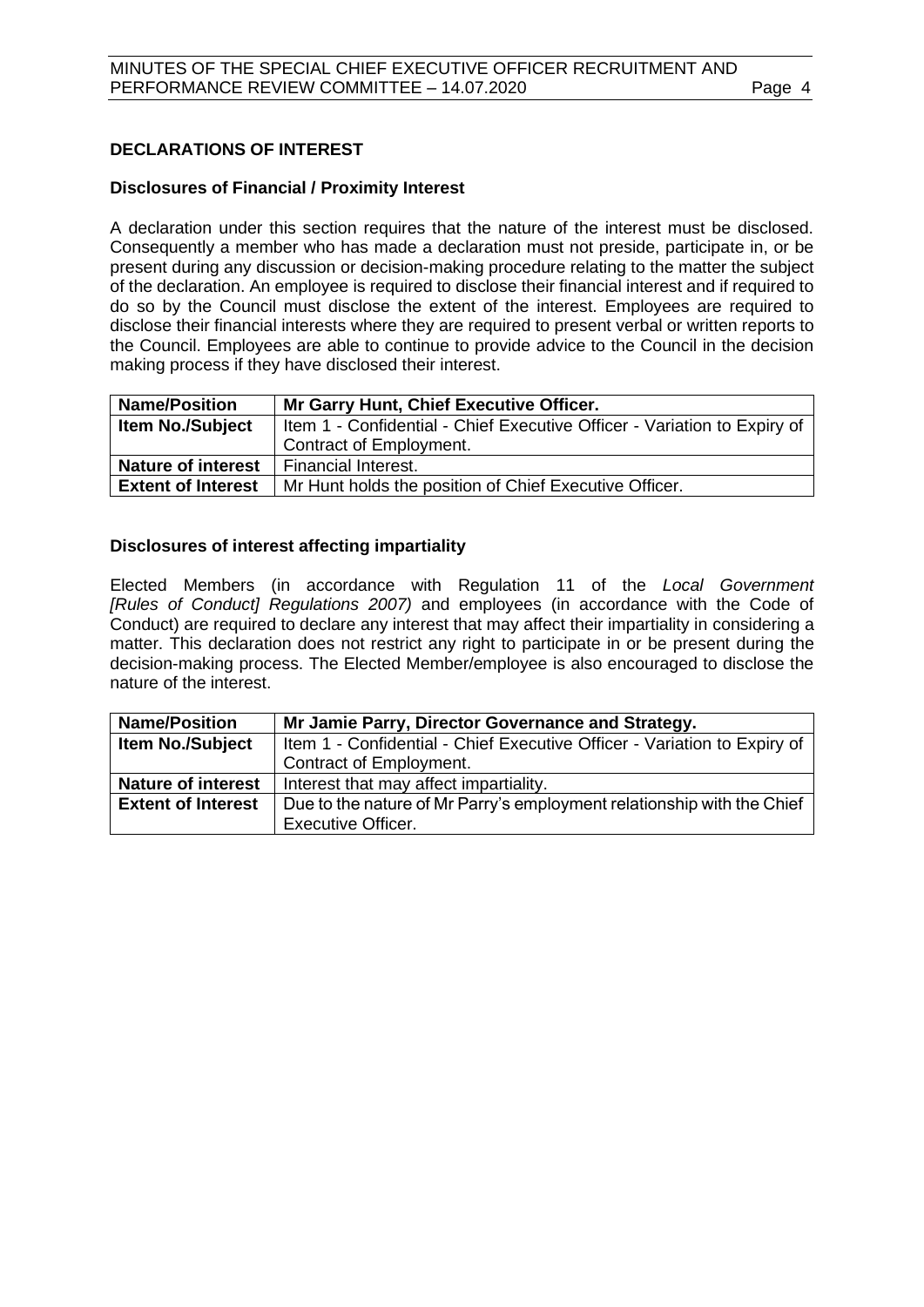## DECLARATIONS OF INTEREST

### Disclosures of Financial / Proximity Interest

A declaration under this section requires that the nature of the interest must be disclosed. Consequently a member who has made a declaration must not preside, participate in, or be present during any discussion or decision-making procedure relating to the matter the subject of the declaration. An employee is required to disclose their financial interest and if required to do so by the Council must disclose the extent of the interest. Employees are required to disclose their financial interests where they are required to present verbal or written reports to the Council. Employees are able to continue to provide advice to the Council in the decision making process if they have disclosed their interest.

| **Name/Position** | **Mr Garry Hunt, Chief Executive Officer.** |
|---|---|
| **Item No./Subject** | Item 1 - Confidential - Chief Executive Officer - Variation to Expiry of Contract of Employment. |
| **Nature of interest** | Financial Interest. |
| **Extent of Interest** | Mr Hunt holds the position of Chief Executive Officer. |

### Disclosures of interest affecting impartiality

Elected Members (in accordance with Regulation 11 of the *Local Government [Rules of Conduct] Regulations 2007)* and employees (in accordance with the Code of Conduct) are required to declare any interest that may affect their impartiality in considering a matter. This declaration does not restrict any right to participate in or be present during the decision-making process. The Elected Member/employee is also encouraged to disclose the nature of the interest.

| **Name/Position** | **Mr Jamie Parry, Director Governance and Strategy.** |
|---|---|
| **Item No./Subject** | Item 1 - Confidential - Chief Executive Officer - Variation to Expiry of Contract of Employment. |
| **Nature of interest** | Interest that may affect impartiality. |
| **Extent of Interest** | Due to the nature of Mr Parry's employment relationship with the Chief Executive Officer. |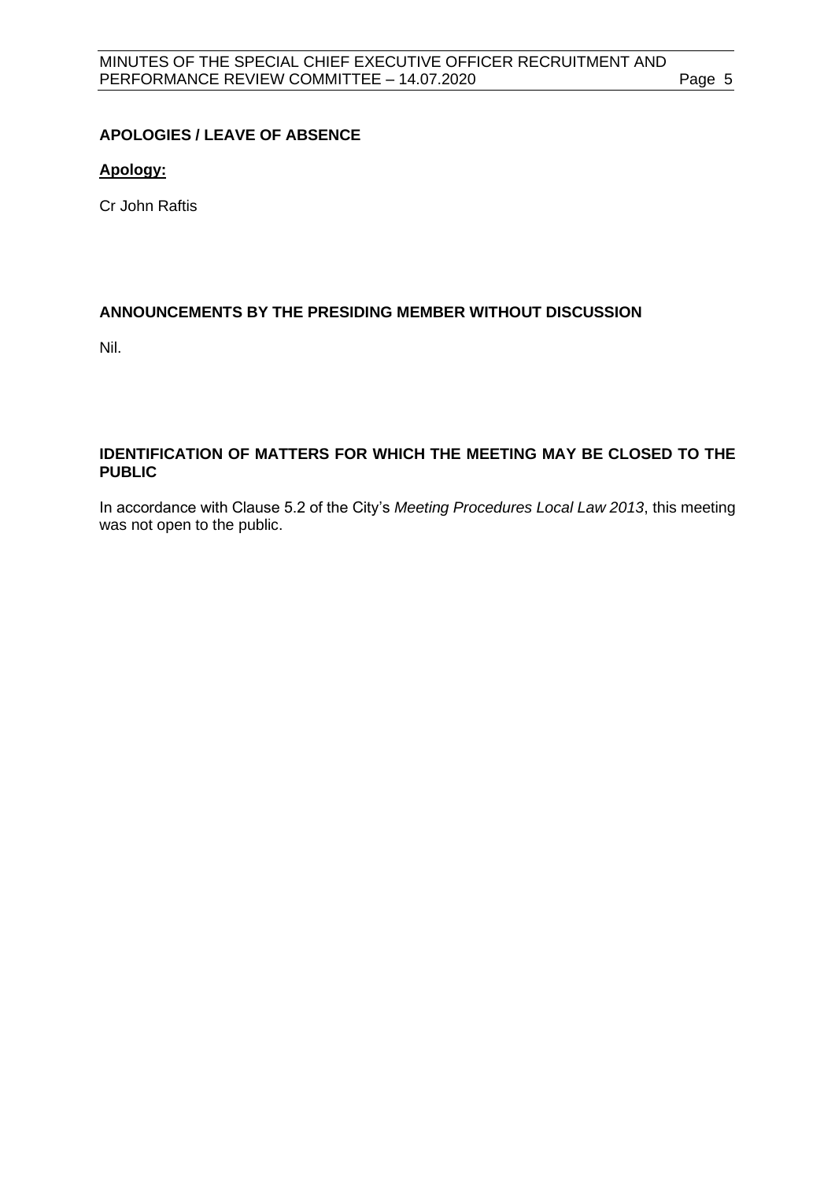## APOLOGIES / LEAVE OF ABSENCE

**Apology:**

Cr John Raftis

## ANNOUNCEMENTS BY THE PRESIDING MEMBER WITHOUT DISCUSSION

Nil.

## IDENTIFICATION OF MATTERS FOR WHICH THE MEETING MAY BE CLOSED TO THE PUBLIC

In accordance with Clause 5.2 of the City's *Meeting Procedures Local Law 2013*, this meeting was not open to the public.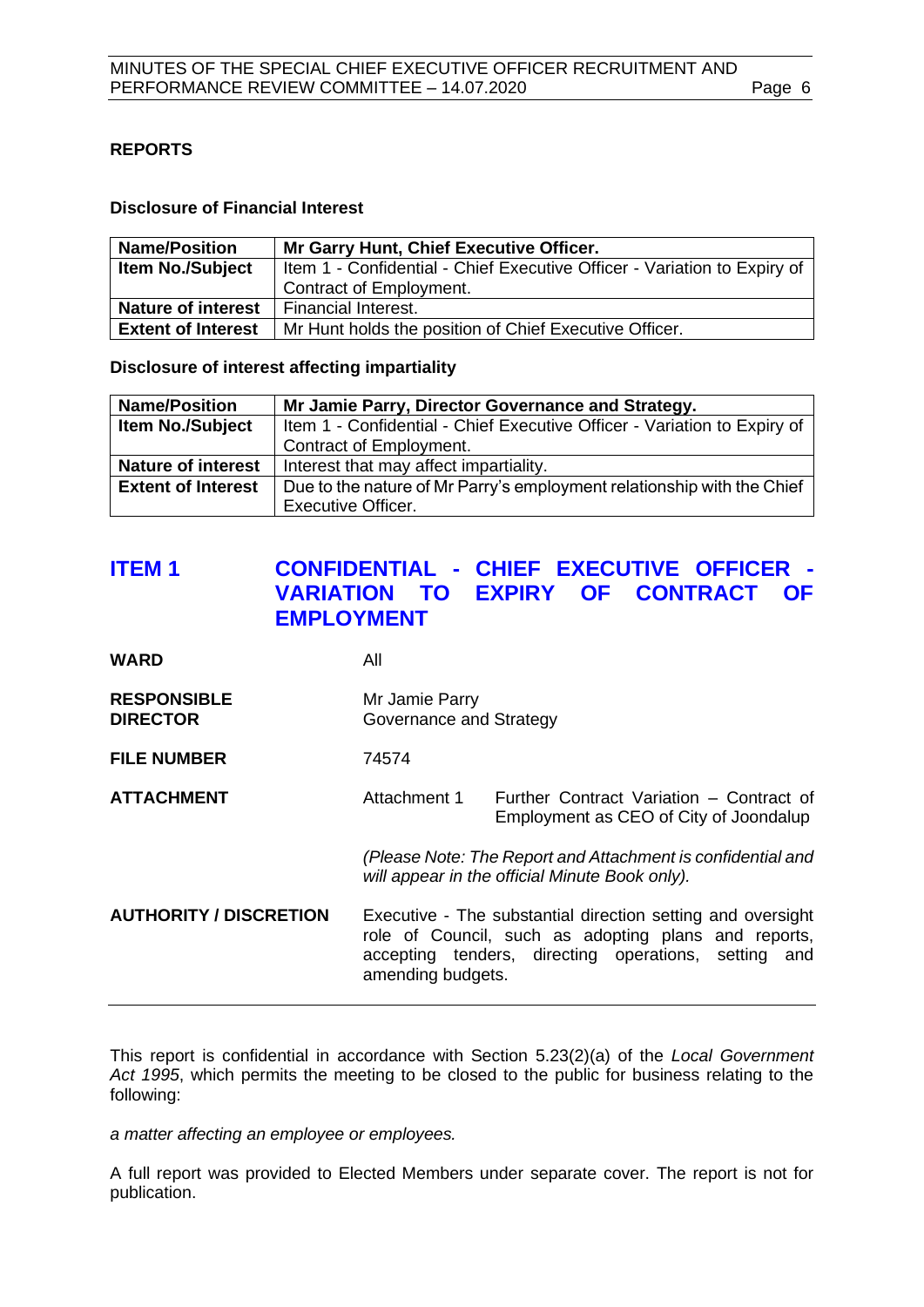## REPORTS

### Disclosure of Financial Interest

| Name/Position | Mr Garry Hunt, Chief Executive Officer. |
|---|---|
| Item No./Subject | Item 1 - Confidential - Chief Executive Officer - Variation to Expiry of Contract of Employment. |
| Nature of interest | Financial Interest. |
| Extent of Interest | Mr Hunt holds the position of Chief Executive Officer. |

### Disclosure of interest affecting impartiality

| Name/Position | Mr Jamie Parry, Director Governance and Strategy. |
|---|---|
| Item No./Subject | Item 1 - Confidential - Chief Executive Officer - Variation to Expiry of Contract of Employment. |
| Nature of interest | Interest that may affect impartiality. |
| Extent of Interest | Due to the nature of Mr Parry's employment relationship with the Chief Executive Officer. |

## ITEM 1 CONFIDENTIAL - CHIEF EXECUTIVE OFFICER - VARIATION TO EXPIRY OF CONTRACT OF EMPLOYMENT

**WARD** All

**RESPONSIBLE DIRECTOR** Mr Jamie Parry
Governance and Strategy

**FILE NUMBER** 74574

**ATTACHMENT** Attachment 1 Further Contract Variation – Contract of Employment as CEO of City of Joondalup

*(Please Note: The Report and Attachment is confidential and will appear in the official Minute Book only).*

**AUTHORITY / DISCRETION** Executive - The substantial direction setting and oversight role of Council, such as adopting plans and reports, accepting tenders, directing operations, setting and amending budgets.

---

This report is confidential in accordance with Section 5.23(2)(a) of the *Local Government Act 1995*, which permits the meeting to be closed to the public for business relating to the following:

*a matter affecting an employee or employees.*

A full report was provided to Elected Members under separate cover. The report is not for publication.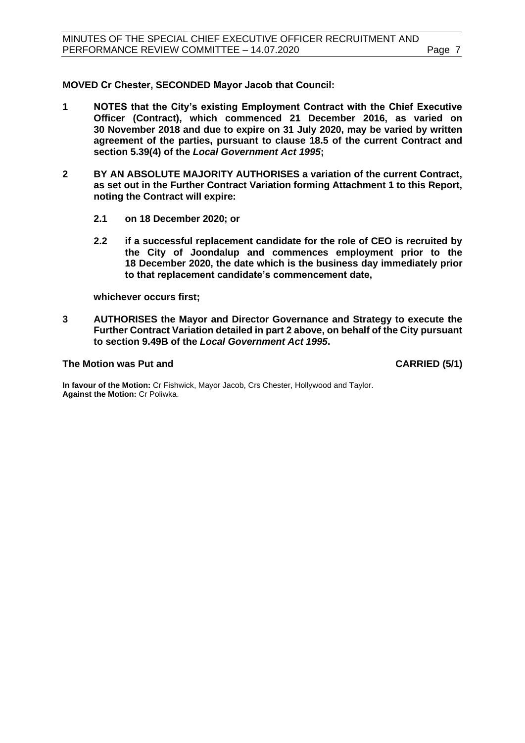**MOVED Cr Chester, SECONDED Mayor Jacob that Council:**

**1 NOTES that the City's existing Employment Contract with the Chief Executive Officer (Contract), which commenced 21 December 2016, as varied on 30 November 2018 and due to expire on 31 July 2020, may be varied by written agreement of the parties, pursuant to clause 18.5 of the current Contract and section 5.39(4) of the *Local Government Act 1995*;**

**2 BY AN ABSOLUTE MAJORITY AUTHORISES a variation of the current Contract, as set out in the Further Contract Variation forming Attachment 1 to this Report, noting the Contract will expire:**

**2.1 on 18 December 2020; or**

**2.2 if a successful replacement candidate for the role of CEO is recruited by the City of Joondalup and commences employment prior to the 18 December 2020, the date which is the business day immediately prior to that replacement candidate's commencement date,**

**whichever occurs first;**

**3 AUTHORISES the Mayor and Director Governance and Strategy to execute the Further Contract Variation detailed in part 2 above, on behalf of the City pursuant to section 9.49B of the *Local Government Act 1995*.**

**The Motion was Put and CARRIED (5/1)**

**In favour of the Motion:** Cr Fishwick, Mayor Jacob, Crs Chester, Hollywood and Taylor.
**Against the Motion:** Cr Poliwka.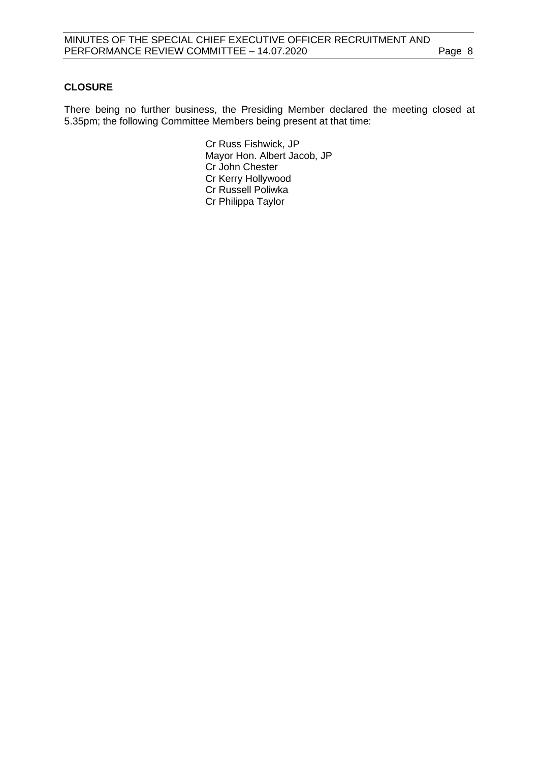**CLOSURE**

There being no further business, the Presiding Member declared the meeting closed at 5.35pm; the following Committee Members being present at that time:

Cr Russ Fishwick, JP
Mayor Hon. Albert Jacob, JP
Cr John Chester
Cr Kerry Hollywood
Cr Russell Poliwka
Cr Philippa Taylor